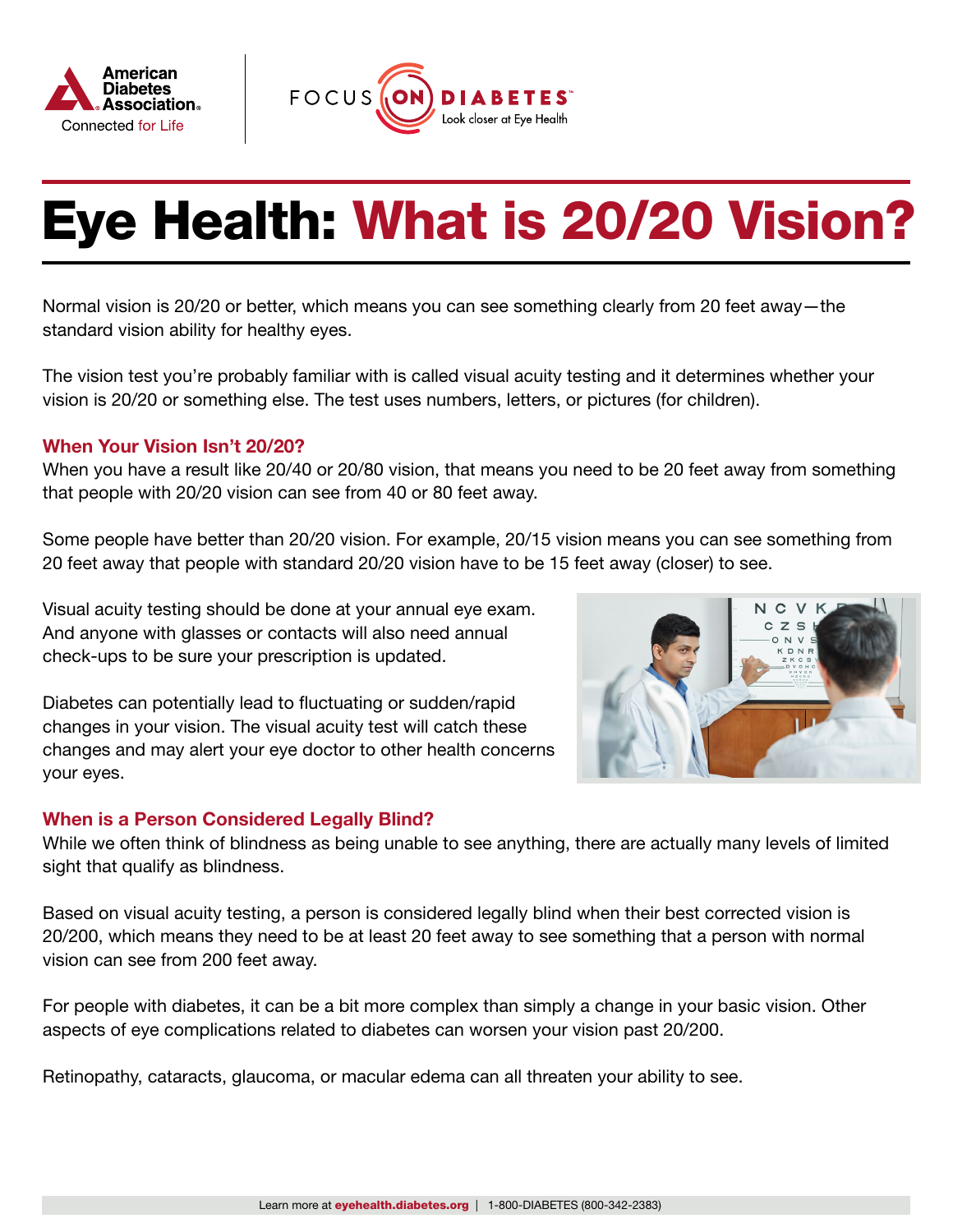# Eye Health: What is 20/20 Vision?

Normal vision is 20/20 or better, which means you can see something clearly from 20 feet away—the standard vision ability for healthy eyes.

The vision test you're probably familiar with is called visual acuity testing and it determines whether your vision is 20/20 or something else. The test uses numbers, letters, or pictures (for children).

### When Your Vision Isn't 20/20?

When you have a result like 20/40 or 20/80 vision, that means you need to be 20 feet away from something that people with 20/20 vision can see from 40 or 80 feet away.

Some people have better than 20/20 vision. For example, 20/15 vision means you can see something from 20 feet away that people with standard 20/20 vision have to be 15 feet away (closer) to see.

Visual acuity testing should be done at your annual eye exam. And anyone with glasses or contacts will also need annual check-ups to be sure your prescription is updated.

Diabetes can potentially lead to fluctuating or sudden/rapid changes in your vision. The visual acuity test will catch these changes and may alert your eye doctor to other health concerns your eyes.

### When is a Person Considered Legally Blind?

While we often think of blindness as being unable to see anything, there are actually many levels of limited sight that qualify as blindness.

Based on visual acuity testing, a person is considered legally blind when their best corrected vision is 20/200, which means they need to be at least 20 feet away to see something that a person with normal vision can see from 200 feet away.

For people with diabetes, it can be a bit more complex than simply a change in your basic vision. Other aspects of eye complications related to diabetes can worsen your vision past 20/200.

Retinopathy, cataracts, glaucoma, or macular edema can all threaten your ability to see.

Learn more at **eyehealth.diabetes.org** | 1-800-DIABETES (800-342-2383)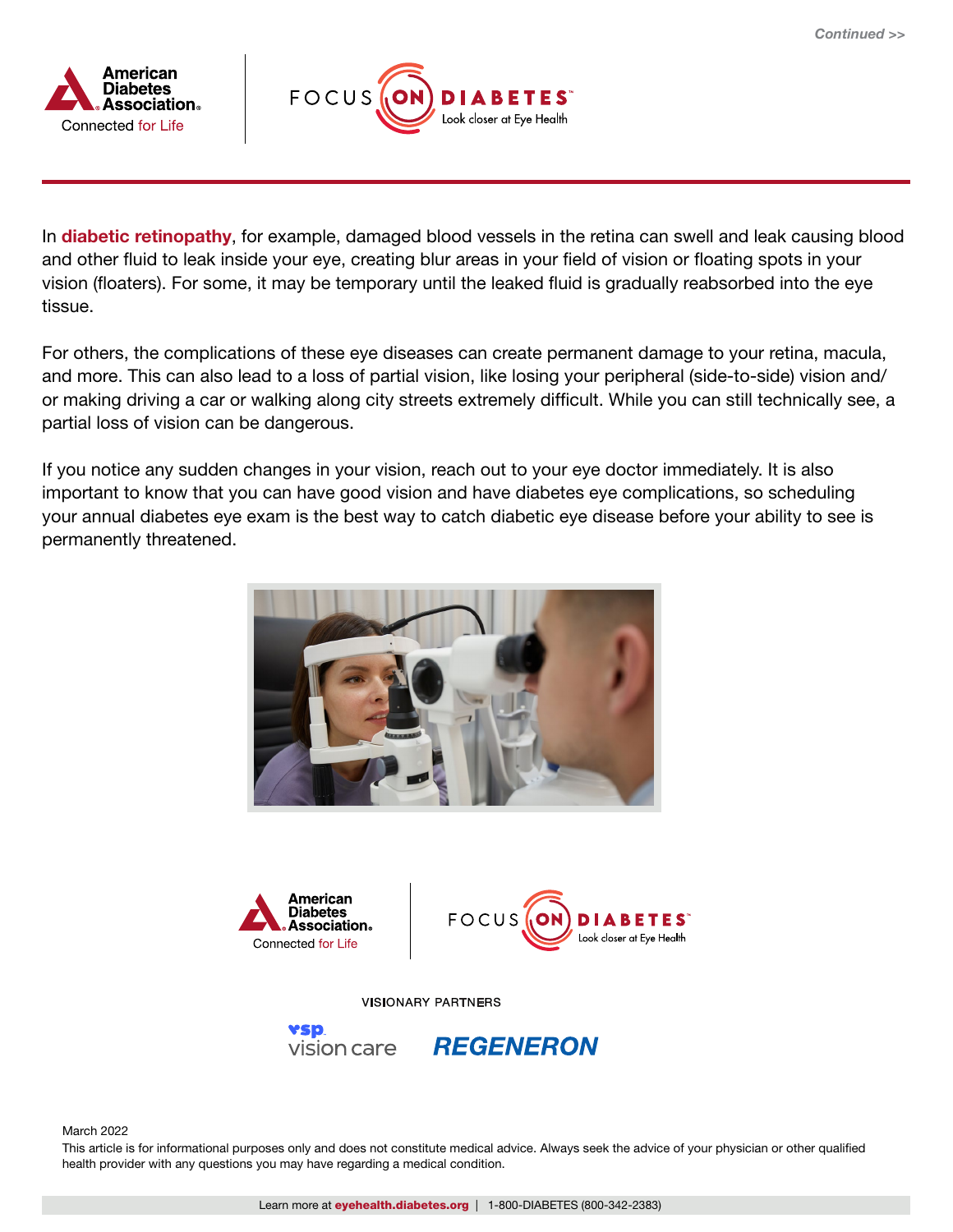In **diabetic retinopathy**, for example, damaged blood vessels in the retina can swell and leak causing blood and other fluid to leak inside your eye, creating blur areas in your field of vision or floating spots in your vision (floaters). For some, it may be temporary until the leaked fluid is gradually reabsorbed into the eye tissue.

For others, the complications of these eye diseases can create permanent damage to your retina, macula, and more. This can also lead to a loss of partial vision, like losing your peripheral (side-to-side) vision and/or making driving a car or walking along city streets extremely difficult. While you can still technically see, a partial loss of vision can be dangerous.

If you notice any sudden changes in your vision, reach out to your eye doctor immediately. It is also important to know that you can have good vision and have diabetes eye complications, so scheduling your annual diabetes eye exam is the best way to catch diabetic eye disease before your ability to see is permanently threatened.

American Diabetes Association. Connected for Life

FOCUS ON DIABETES™ Look closer at Eye Health

VISIONARY PARTNERS

vsp. vision care

REGENERON

March 2022

This article is for informational purposes only and does not constitute medical advice. Always seek the advice of your physician or other qualified health provider with any questions you may have regarding a medical condition.

Learn more at **eyehealth.diabetes.org** | 1-800-DIABETES (800-342-2383)